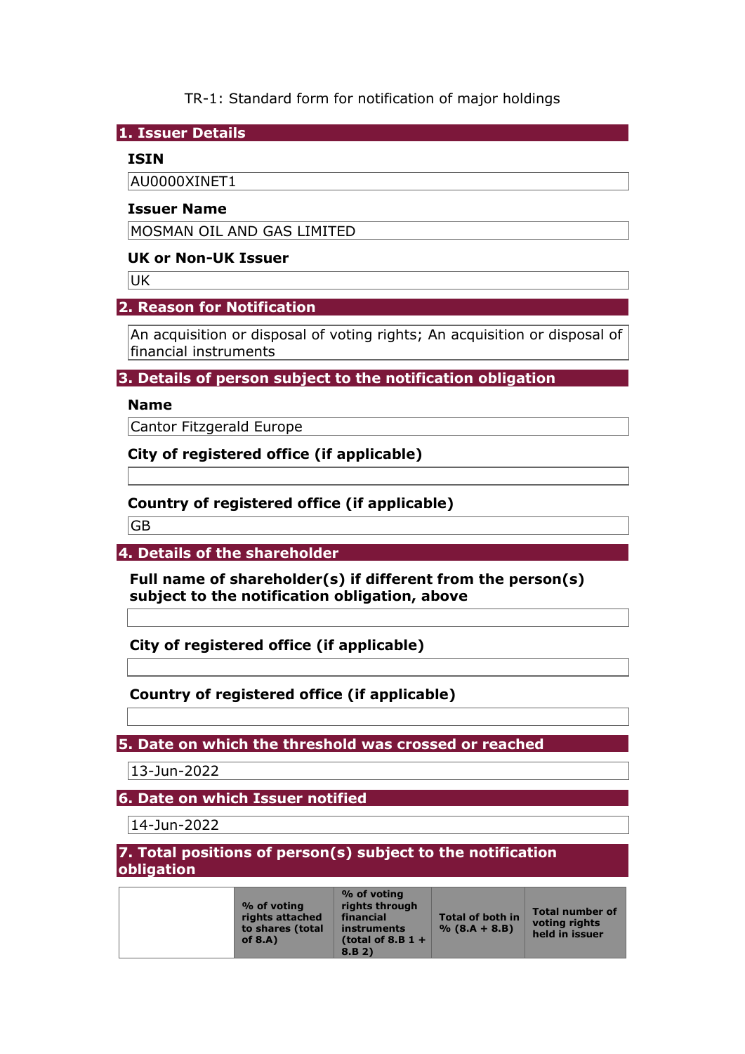TR-1: Standard form for notification of major holdings

## 1. Issuer Details

### ISIN

AU0000XINET1

### Issuer Name

MOSMAN OIL AND GAS LIMITED

### UK or Non-UK Issuer

UK

## 2. Reason for Notification

An acquisition or disposal of voting rights; An acquisition or disposal of financial instruments

## 3. Details of person subject to the notification obligation

### Name

Cantor Fitzgerald Europe

### City of registered office (if applicable)

### Country of registered office (if applicable)

GB

## 4. Details of the shareholder

### Full name of shareholder(s) if different from the person(s) subject to the notification obligation, above

### City of registered office (if applicable)

### Country of registered office (if applicable)

## 5. Date on which the threshold was crossed or reached

13-Jun-2022

## 6. Date on which Issuer notified

14-Jun-2022

## 7. Total positions of person(s) subject to the notification obligation

| | % of voting rights attached to shares (total of 8.A) | % of voting rights through financial instruments (total of 8.B 1 + 8.B 2) | Total of both in % (8.A + 8.B) | Total number of voting rights held in issuer |
|---|---|---|---|---|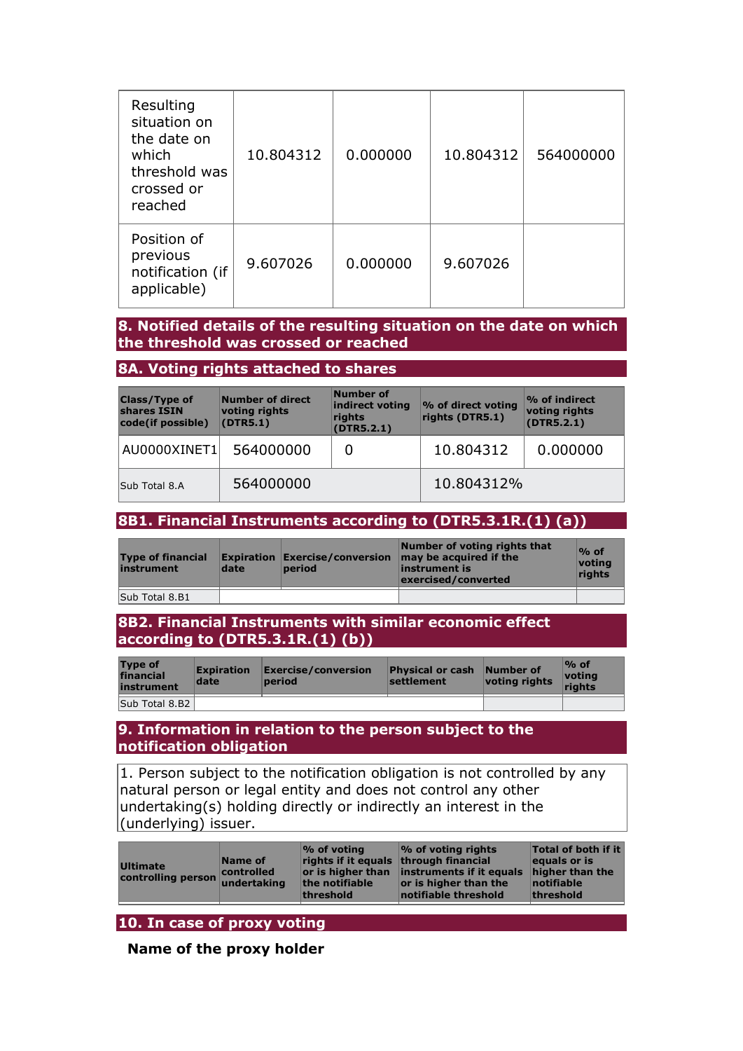| | | | | |
|---|---|---|---|---|
| Resulting situation on the date on which threshold was crossed or reached | 10.804312 | 0.000000 | 10.804312 | 564000000 |
| Position of previous notification (if applicable) | 9.607026 | 0.000000 | 9.607026 | |

## 8. Notified details of the resulting situation on the date on which the threshold was crossed or reached

### 8A. Voting rights attached to shares

| Class/Type of shares ISIN code(if possible) | Number of direct voting rights (DTR5.1) | Number of indirect voting rights (DTR5.2.1) | % of direct voting rights (DTR5.1) | % of indirect voting rights (DTR5.2.1) |
|---|---|---|---|---|
| AU0000XINET1 | 564000000 | 0 | 10.804312 | 0.000000 |
| Sub Total 8.A | 564000000 | | 10.804312% | |

### 8B1. Financial Instruments according to (DTR5.3.1R.(1) (a))

| Type of financial instrument | Expiration date | Exercise/conversion period | Number of voting rights that may be acquired if the instrument is exercised/converted | % of voting rights |
|---|---|---|---|---|
| Sub Total 8.B1 | | | | |

### 8B2. Financial Instruments with similar economic effect according to (DTR5.3.1R.(1) (b))

| Type of financial instrument | Expiration date | Exercise/conversion period | Physical or cash settlement | Number of voting rights | % of voting rights |
|---|---|---|---|---|---|
| Sub Total 8.B2 | | | | | |

## 9. Information in relation to the person subject to the notification obligation

1. Person subject to the notification obligation is not controlled by any natural person or legal entity and does not control any other undertaking(s) holding directly or indirectly an interest in the (underlying) issuer.

| Ultimate controlling person | Name of controlled undertaking | % of voting rights if it equals or is higher than the notifiable threshold | % of voting rights through financial instruments if it equals or is higher than the notifiable threshold | Total of both if it equals or is higher than the notifiable threshold |
|---|---|---|---|---|

## 10. In case of proxy voting

**Name of the proxy holder**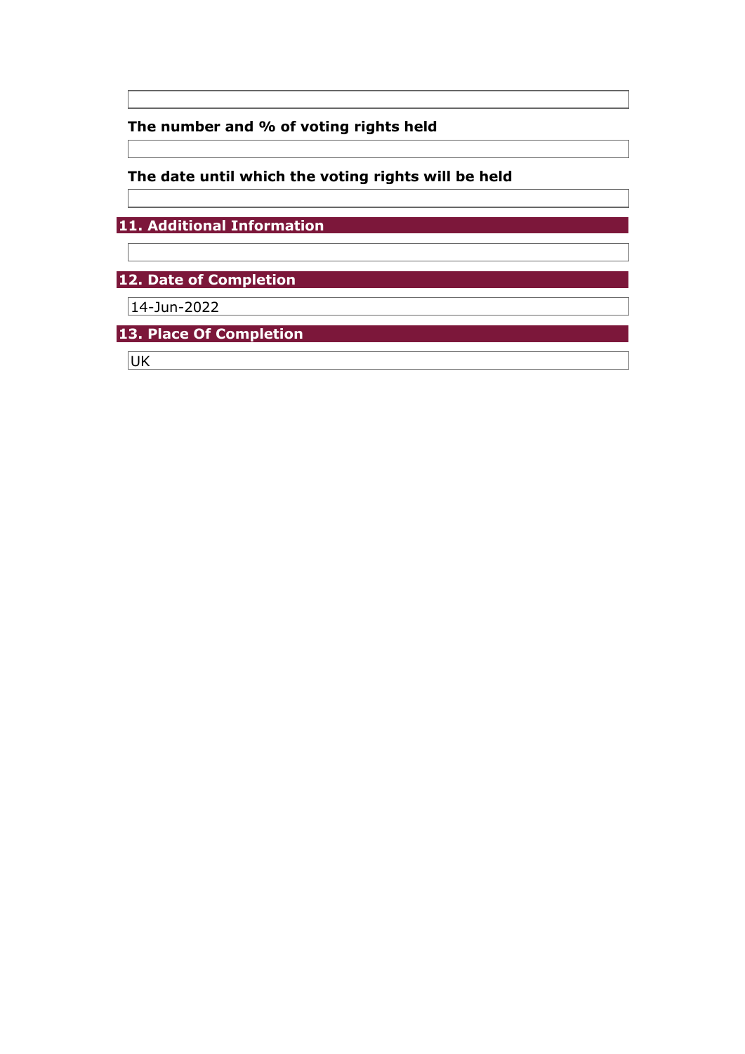**The number and % of voting rights held**

**The date until which the voting rights will be held**

## 11. Additional Information

## 12. Date of Completion

14-Jun-2022

## 13. Place Of Completion

UK